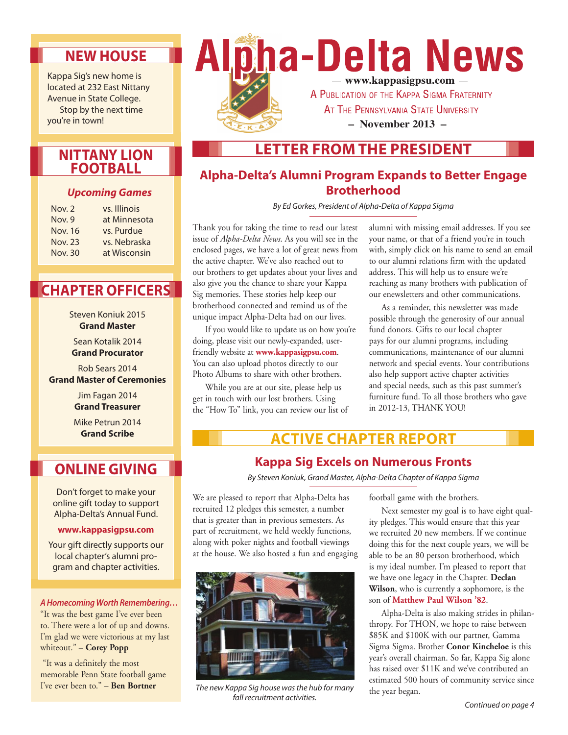# Alpha-Delta News

— www.kappasigpsu.com —

A Publication of the Kappa Sigma Fraternity
At The Pennsylvania State University

– November 2013 –

## NEW HOUSE

Kappa Sig's new home is located at 232 East Nittany Avenue in State College. Stop by the next time you're in town!

## NITTANY LION FOOTBALL

### *Upcoming Games*

| | |
|---|---|
| Nov. 2 | vs. Illinois |
| Nov. 9 | at Minnesota |
| Nov. 16 | vs. Purdue |
| Nov. 23 | vs. Nebraska |
| Nov. 30 | at Wisconsin |

## CHAPTER OFFICERS

Steven Koniuk 2015
**Grand Master**

Sean Kotalik 2014
**Grand Procurator**

Rob Sears 2014
**Grand Master of Ceremonies**

Jim Fagan 2014
**Grand Treasurer**

Mike Petrun 2014
**Grand Scribe**

## ONLINE GIVING

Don't forget to make your online gift today to support Alpha-Delta's Annual Fund.

**www.kappasigpsu.com**

Your gift directly supports our local chapter's alumni program and chapter activities.

### *A Homecoming Worth Remembering…*

"It was the best game I've ever been to. There were a lot of up and downs. I'm glad we were victorious at my last whiteout." – **Corey Popp**

"It was a definitely the most memorable Penn State football game I've ever been to." – **Ben Bortner**

## LETTER FROM THE PRESIDENT

### Alpha-Delta's Alumni Program Expands to Better Engage Brotherhood

*By Ed Gorkes, President of Alpha-Delta of Kappa Sigma*

Thank you for taking the time to read our latest issue of *Alpha-Delta News*. As you will see in the enclosed pages, we have a lot of great news from the active chapter. We've also reached out to our brothers to get updates about your lives and also give you the chance to share your Kappa Sig memories. These stories help keep our brotherhood connected and remind us of the unique impact Alpha-Delta had on our lives.

If you would like to update us on how you're doing, please visit our newly-expanded, user-friendly website at **www.kappasigpsu.com**. You can also upload photos directly to our Photo Albums to share with other brothers.

While you are at our site, please help us get in touch with our lost brothers. Using the "How To" link, you can review our list of alumni with missing email addresses. If you see your name, or that of a friend you're in touch with, simply click on his name to send an email to our alumni relations firm with the updated address. This will help us to ensure we're reaching as many brothers with publication of our enewsletters and other communications.

As a reminder, this newsletter was made possible through the generosity of our annual fund donors. Gifts to our local chapter pays for our alumni programs, including communications, maintenance of our alumni network and special events. Your contributions also help support active chapter activities and special needs, such as this past summer's furniture fund. To all those brothers who gave in 2012-13, THANK YOU!

## ACTIVE CHAPTER REPORT

### Kappa Sig Excels on Numerous Fronts

*By Steven Koniuk, Grand Master, Alpha-Delta Chapter of Kappa Sigma*

We are pleased to report that Alpha-Delta has recruited 12 pledges this semester, a number that is greater than in previous semesters. As part of recruitment, we held weekly functions, along with poker nights and football viewings at the house. We also hosted a fun and engaging football game with the brothers.

*The new Kappa Sig house was the hub for many fall recruitment activities.*

Next semester my goal is to have eight quality pledges. This would ensure that this year we recruited 20 new members. If we continue doing this for the next couple years, we will be able to be an 80 person brotherhood, which is my ideal number. I'm pleased to report that we have one legacy in the Chapter. **Declan Wilson**, who is currently a sophomore, is the son of **Matthew Paul Wilson '82**.

Alpha-Delta is also making strides in philanthropy. For THON, we hope to raise between $85K and $100K with our partner, Gamma Sigma Sigma. Brother **Conor Kincheloe** is this year's overall chairman. So far, Kappa Sig alone has raised over $11K and we've contributed an estimated 500 hours of community service since the year began.

*Continued on page 4*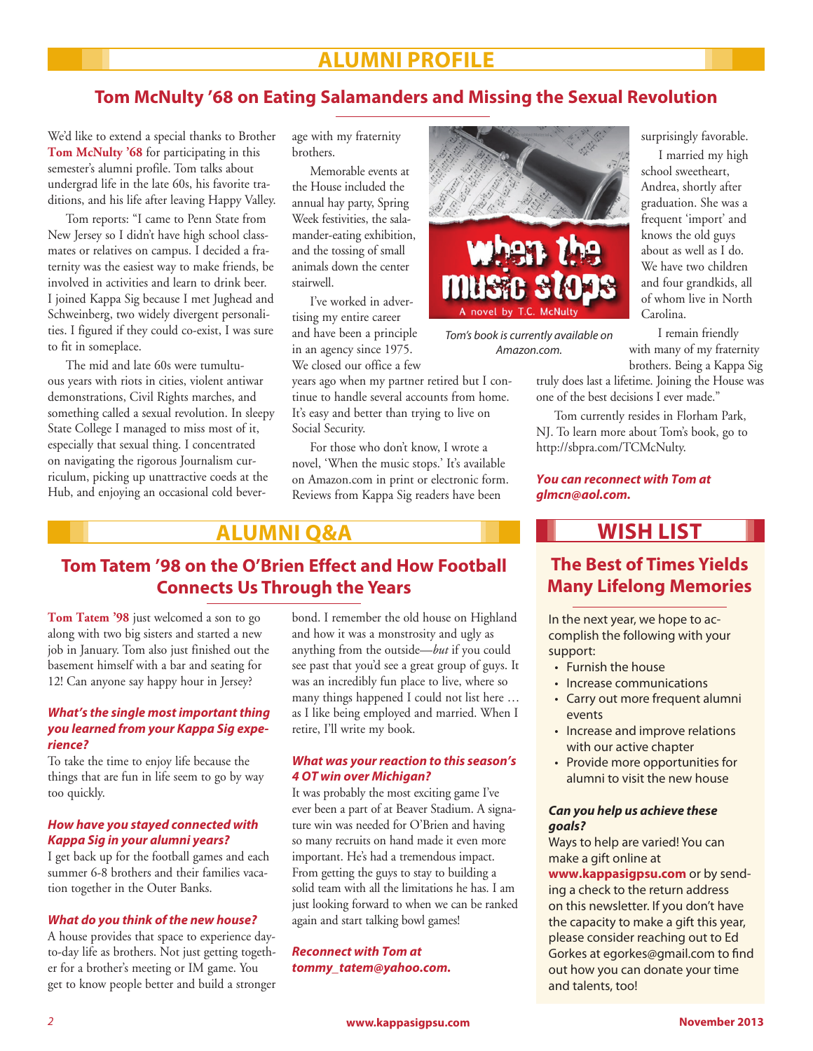# ALUMNI PROFILE

## Tom McNulty '68 on Eating Salamanders and Missing the Sexual Revolution

We'd like to extend a special thanks to Brother **Tom McNulty '68** for participating in this semester's alumni profile. Tom talks about undergrad life in the late 60s, his favorite traditions, and his life after leaving Happy Valley.

Tom reports: "I came to Penn State from New Jersey so I didn't have high school classmates or relatives on campus. I decided a fraternity was the easiest way to make friends, be involved in activities and learn to drink beer. I joined Kappa Sig because I met Jughead and Schweinberg, two widely divergent personalities. I figured if they could co-exist, I was sure to fit in someplace.

The mid and late 60s were tumultuous years with riots in cities, violent antiwar demonstrations, Civil Rights marches, and something called a sexual revolution. In sleepy State College I managed to miss most of it, especially that sexual thing. I concentrated on navigating the rigorous Journalism curriculum, picking up unattractive coeds at the Hub, and enjoying an occasional cold beverage with my fraternity brothers.

Memorable events at the House included the annual hay party, Spring Week festivities, the salamander-eating exhibition, and the tossing of small animals down the center stairwell.

I've worked in advertising my entire career and have been a principle in an agency since 1975. We closed our office a few years ago when my partner retired but I continue to handle several accounts from home. It's easy and better than trying to live on Social Security.

For those who don't know, I wrote a novel, 'When the music stops.' It's available on Amazon.com in print or electronic form. Reviews from Kappa Sig readers have been surprisingly favorable.

*Tom's book is currently available on Amazon.com.*

I married my high school sweetheart, Andrea, shortly after graduation. She was a frequent 'import' and knows the old guys about as well as I do. We have two children and four grandkids, all of whom live in North Carolina.

I remain friendly with many of my fraternity brothers. Being a Kappa Sig truly does last a lifetime. Joining the House was one of the best decisions I ever made."

Tom currently resides in Florham Park, NJ. To learn more about Tom's book, go to http://sbpra.com/TCMcNulty.

***You can reconnect with Tom at glmcn@aol.com.***

# ALUMNI Q&A

## Tom Tatem '98 on the O'Brien Effect and How Football Connects Us Through the Years

**Tom Tatem '98** just welcomed a son to go along with two big sisters and started a new job in January. Tom also just finished out the basement himself with a bar and seating for 12! Can anyone say happy hour in Jersey?

***What's the single most important thing you learned from your Kappa Sig experience?***

To take the time to enjoy life because the things that are fun in life seem to go by way too quickly.

***How have you stayed connected with Kappa Sig in your alumni years?***

I get back up for the football games and each summer 6-8 brothers and their families vacation together in the Outer Banks.

***What do you think of the new house?***

A house provides that space to experience day-to-day life as brothers. Not just getting together for a brother's meeting or IM game. You get to know people better and build a stronger bond. I remember the old house on Highland and how it was a monstrosity and ugly as anything from the outside—*but* if you could see past that you'd see a great group of guys. It was an incredibly fun place to live, where so many things happened I could not list here … as I like being employed and married. When I retire, I'll write my book.

***What was your reaction to this season's 4 OT win over Michigan?***

It was probably the most exciting game I've ever been a part of at Beaver Stadium. A signature win was needed for O'Brien and having so many recruits on hand made it even more important. He's had a tremendous impact. From getting the guys to stay to building a solid team with all the limitations he has. I am just looking forward to when we can be ranked again and start talking bowl games!

***Reconnect with Tom at tommy_tatem@yahoo.com.***

# WISH LIST

## The Best of Times Yields Many Lifelong Memories

In the next year, we hope to accomplish the following with your support:

- Furnish the house
- Increase communications
- Carry out more frequent alumni events
- Increase and improve relations with our active chapter
- Provide more opportunities for alumni to visit the new house

***Can you help us achieve these goals?***

Ways to help are varied! You can make a gift online at **www.kappasigpsu.com** or by sending a check to the return address on this newsletter. If you don't have the capacity to make a gift this year, please consider reaching out to Ed Gorkes at egorkes@gmail.com to find out how you can donate your time and talents, too!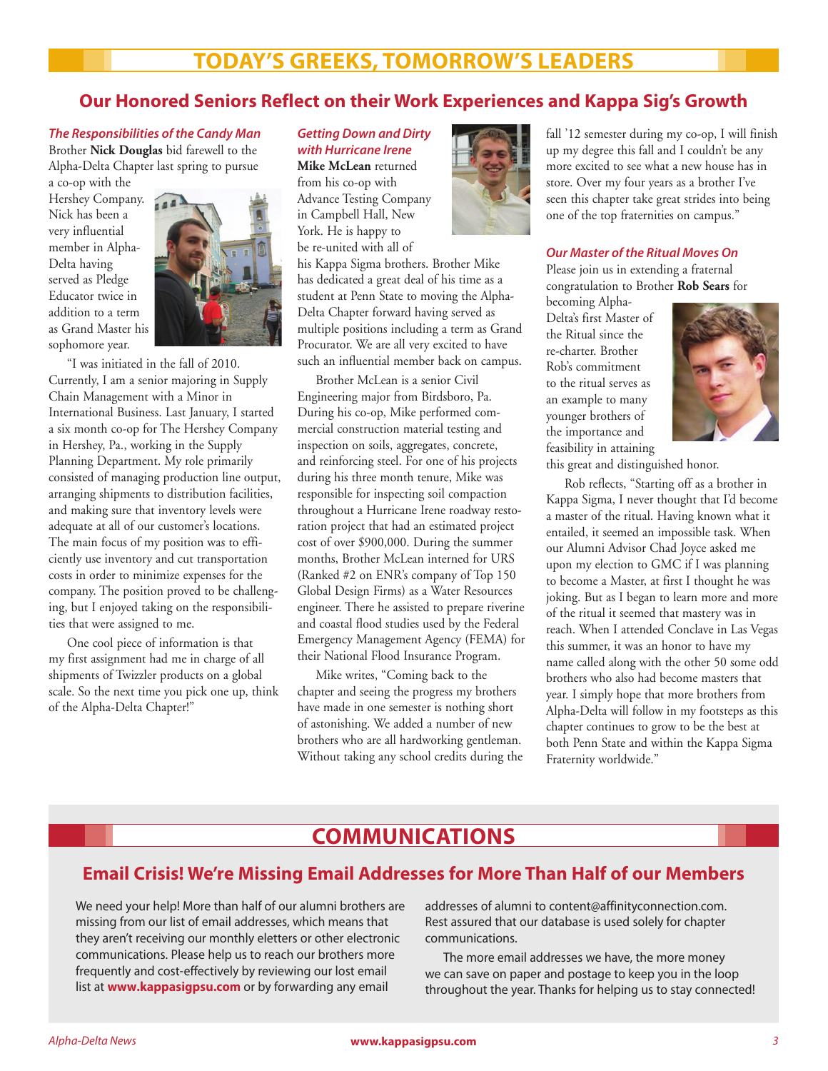# TODAY'S GREEKS, TOMORROW'S LEADERS

## Our Honored Seniors Reflect on their Work Experiences and Kappa Sig's Growth

### *The Responsibilities of the Candy Man*

Brother **Nick Douglas** bid farewell to the Alpha-Delta Chapter last spring to pursue a co-op with the Hershey Company. Nick has been a very influential member in Alpha-Delta having served as Pledge Educator twice in addition to a term as Grand Master his sophomore year.

"I was initiated in the fall of 2010. Currently, I am a senior majoring in Supply Chain Management with a Minor in International Business. Last January, I started a six month co-op for The Hershey Company in Hershey, Pa., working in the Supply Planning Department. My role primarily consisted of managing production line output, arranging shipments to distribution facilities, and making sure that inventory levels were adequate at all of our customer's locations. The main focus of my position was to efficiently use inventory and cut transportation costs in order to minimize expenses for the company. The position proved to be challenging, but I enjoyed taking on the responsibilities that were assigned to me.

One cool piece of information is that my first assignment had me in charge of all shipments of Twizzler products on a global scale. So the next time you pick one up, think of the Alpha-Delta Chapter!"

### *Getting Down and Dirty with Hurricane Irene*

**Mike McLean** returned from his co-op with Advance Testing Company in Campbell Hall, New York. He is happy to be re-united with all of his Kappa Sigma brothers. Brother Mike has dedicated a great deal of his time as a student at Penn State to moving the Alpha-Delta Chapter forward having served as multiple positions including a term as Grand Procurator. We are all very excited to have such an influential member back on campus.

Brother McLean is a senior Civil Engineering major from Birdsboro, Pa. During his co-op, Mike performed commercial construction material testing and inspection on soils, aggregates, concrete, and reinforcing steel. For one of his projects during his three month tenure, Mike was responsible for inspecting soil compaction throughout a Hurricane Irene roadway restoration project that had an estimated project cost of over $900,000. During the summer months, Brother McLean interned for URS (Ranked #2 on ENR's company of Top 150 Global Design Firms) as a Water Resources engineer. There he assisted to prepare riverine and coastal flood studies used by the Federal Emergency Management Agency (FEMA) for their National Flood Insurance Program.

Mike writes, "Coming back to the chapter and seeing the progress my brothers have made in one semester is nothing short of astonishing. We added a number of new brothers who are all hardworking gentleman. Without taking any school credits during the fall '12 semester during my co-op, I will finish up my degree this fall and I couldn't be any more excited to see what a new house has in store. Over my four years as a brother I've seen this chapter take great strides into being one of the top fraternities on campus."

### *Our Master of the Ritual Moves On*

Please join us in extending a fraternal congratulation to Brother **Rob Sears** for becoming Alpha-Delta's first Master of the Ritual since the re-charter. Brother Rob's commitment to the ritual serves as an example to many younger brothers of the importance and feasibility in attaining this great and distinguished honor.

Rob reflects, "Starting off as a brother in Kappa Sigma, I never thought that I'd become a master of the ritual. Having known what it entailed, it seemed an impossible task. When our Alumni Advisor Chad Joyce asked me upon my election to GMC if I was planning to become a Master, at first I thought he was joking. But as I began to learn more and more of the ritual it seemed that mastery was in reach. When I attended Conclave in Las Vegas this summer, it was an honor to have my name called along with the other 50 some odd brothers who also had become masters that year. I simply hope that more brothers from Alpha-Delta will follow in my footsteps as this chapter continues to grow to be the best at both Penn State and within the Kappa Sigma Fraternity worldwide."

# COMMUNICATIONS

## Email Crisis! We're Missing Email Addresses for More Than Half of our Members

We need your help! More than half of our alumni brothers are missing from our list of email addresses, which means that they aren't receiving our monthly eletters or other electronic communications. Please help us to reach our brothers more frequently and cost-effectively by reviewing our lost email list at **www.kappasigpsu.com** or by forwarding any email addresses of alumni to content@affinityconnection.com. Rest assured that our database is used solely for chapter communications.

The more email addresses we have, the more money we can save on paper and postage to keep you in the loop throughout the year. Thanks for helping us to stay connected!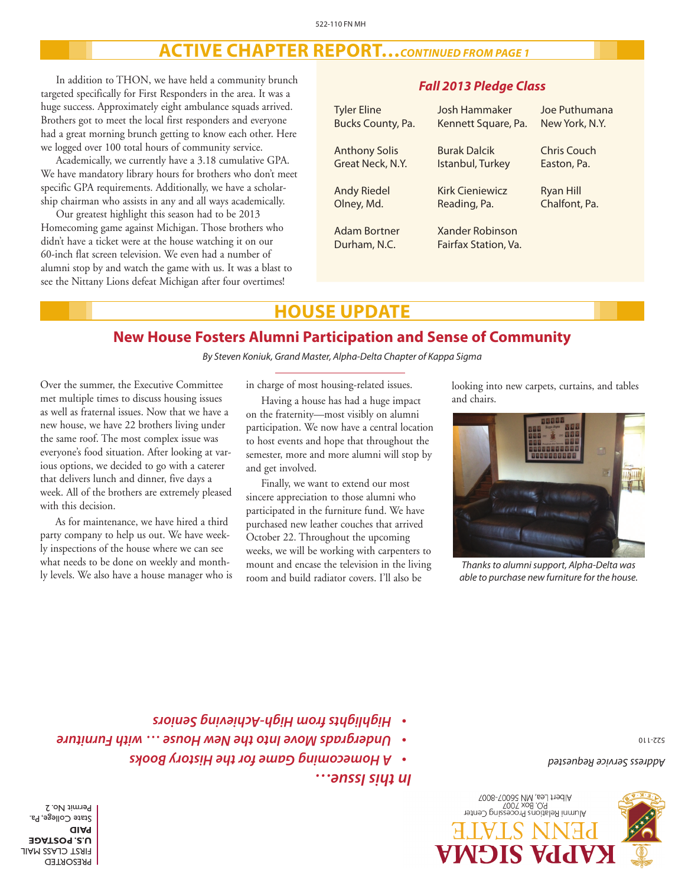# ACTIVE CHAPTER REPORT…*CONTINUED FROM PAGE 1*

In addition to THON, we have held a community brunch targeted specifically for First Responders in the area. It was a huge success. Approximately eight ambulance squads arrived. Brothers got to meet the local first responders and everyone had a great morning brunch getting to know each other. Here we logged over 100 total hours of community service.

Academically, we currently have a 3.18 cumulative GPA. We have mandatory library hours for brothers who don't meet specific GPA requirements. Additionally, we have a scholarship chairman who assists in any and all ways academically.

Our greatest highlight this season had to be 2013 Homecoming game against Michigan. Those brothers who didn't have a ticket were at the house watching it on our 60-inch flat screen television. We even had a number of alumni stop by and watch the game with us. It was a blast to see the Nittany Lions defeat Michigan after four overtimes!

### *Fall 2013 Pledge Class*

| | | |
|---|---|---|
| Tyler Eline<br>Bucks County, Pa. | Josh Hammaker<br>Kennett Square, Pa. | Joe Puthumana<br>New York, N.Y. |
| Anthony Solis<br>Great Neck, N.Y. | Burak Dalcik<br>Istanbul, Turkey | Chris Couch<br>Easton, Pa. |
| Andy Riedel<br>Olney, Md. | Kirk Cieniewicz<br>Reading, Pa. | Ryan Hill<br>Chalfont, Pa. |
| Adam Bortner<br>Durham, N.C. | Xander Robinson<br>Fairfax Station, Va. | |

# HOUSE UPDATE

## New House Fosters Alumni Participation and Sense of Community

*By Steven Koniuk, Grand Master, Alpha-Delta Chapter of Kappa Sigma*

Over the summer, the Executive Committee met multiple times to discuss housing issues as well as fraternal issues. Now that we have a new house, we have 22 brothers living under the same roof. The most complex issue was everyone's food situation. After looking at various options, we decided to go with a caterer that delivers lunch and dinner, five days a week. All of the brothers are extremely pleased with this decision.

As for maintenance, we have hired a third party company to help us out. We have weekly inspections of the house where we can see what needs to be done on weekly and monthly levels. We also have a house manager who is in charge of most housing-related issues.

Having a house has had a huge impact on the fraternity—most visibly on alumni participation. We now have a central location to host events and hope that throughout the semester, more and more alumni will stop by and get involved.

Finally, we want to extend our most sincere appreciation to those alumni who participated in the furniture fund. We have purchased new leather couches that arrived October 22. Throughout the upcoming weeks, we will be working with carpenters to mount and encase the television in the living room and build radiator covers. I'll also be looking into new carpets, curtains, and tables and chairs.

*Thanks to alumni support, Alpha-Delta was able to purchase new furniture for the house.*

KAPPA SIGMA
PENN STATE
Alumni Relations Processing Center
P.O. Box 7007
Albert Lea, MN 56007-8007

*Address Service Requested*

522-110

PRESORTED
FIRST CLASS MAIL
**U.S. POSTAGE**
**PAID**
State College, Pa.
Permit No. 2

### *In this issue…*

- ***A Homecoming Game for the History Books***
- ***Undergrads Move Into the New House … with Furniture***
- ***Highlights from High-Achieving Seniors***